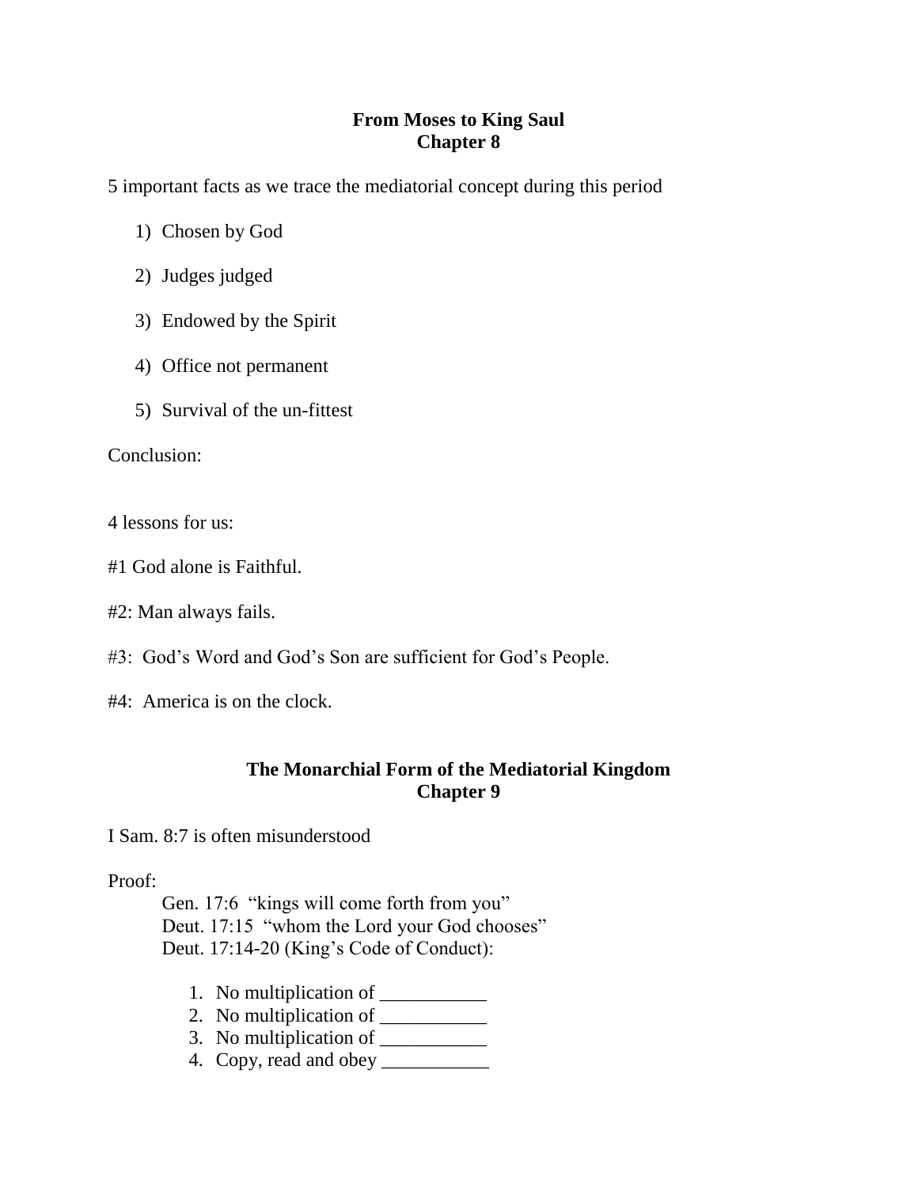## From Moses to King Saul
## Chapter 8

5 important facts as we trace the mediatorial concept during this period

1) Chosen by God
2) Judges judged
3) Endowed by the Spirit
4) Office not permanent
5) Survival of the un-fittest

Conclusion:

4 lessons for us:

#1 God alone is Faithful.

#2: Man always fails.

#3: God's Word and God's Son are sufficient for God's People.

#4: America is on the clock.

## The Monarchial Form of the Mediatorial Kingdom
## Chapter 9

I Sam. 8:7 is often misunderstood

Proof:

Gen. 17:6 "kings will come forth from you"
Deut. 17:15 "whom the Lord your God chooses"
Deut. 17:14-20 (King's Code of Conduct):

1. No multiplication of ___________
2. No multiplication of ___________
3. No multiplication of ___________
4. Copy, read and obey ___________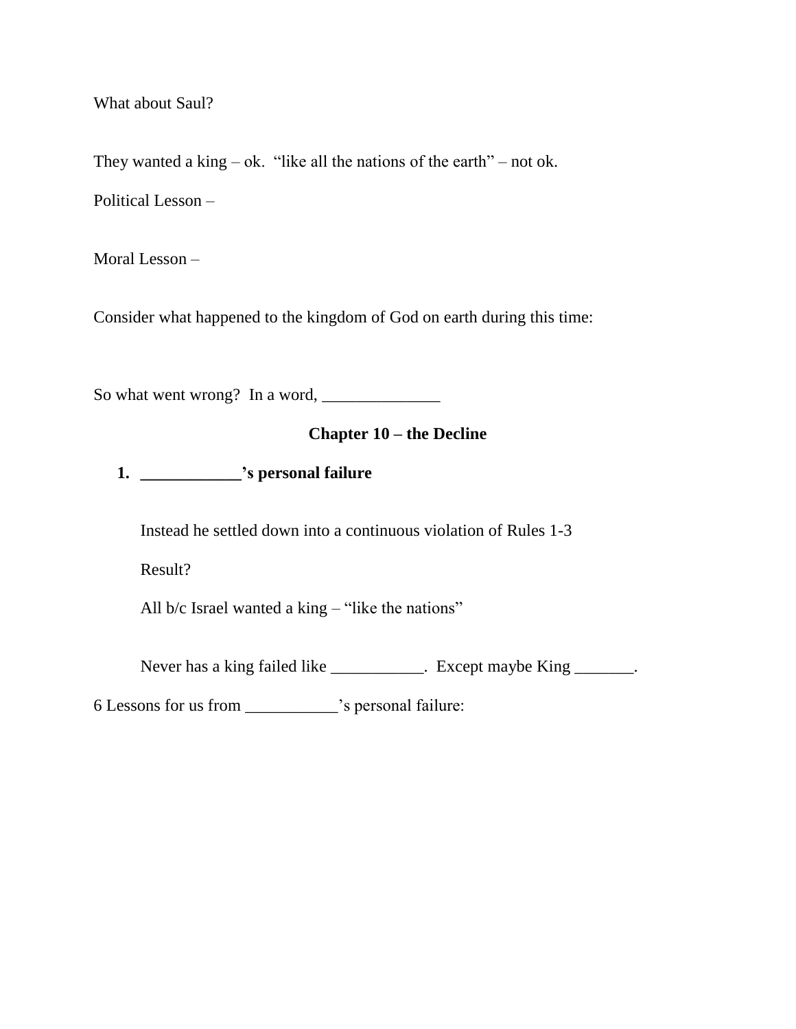What about Saul?

They wanted a king – ok. "like all the nations of the earth" – not ok.

Political Lesson –

Moral Lesson –

Consider what happened to the kingdom of God on earth during this time:

So what went wrong? In a word, ______________

## Chapter 10 – the Decline

1. **____________'s personal failure**

   Instead he settled down into a continuous violation of Rules 1-3

   Result?

   All b/c Israel wanted a king – "like the nations"

   Never has a king failed like ___________. Except maybe King _______.

6 Lessons for us from ___________'s personal failure: